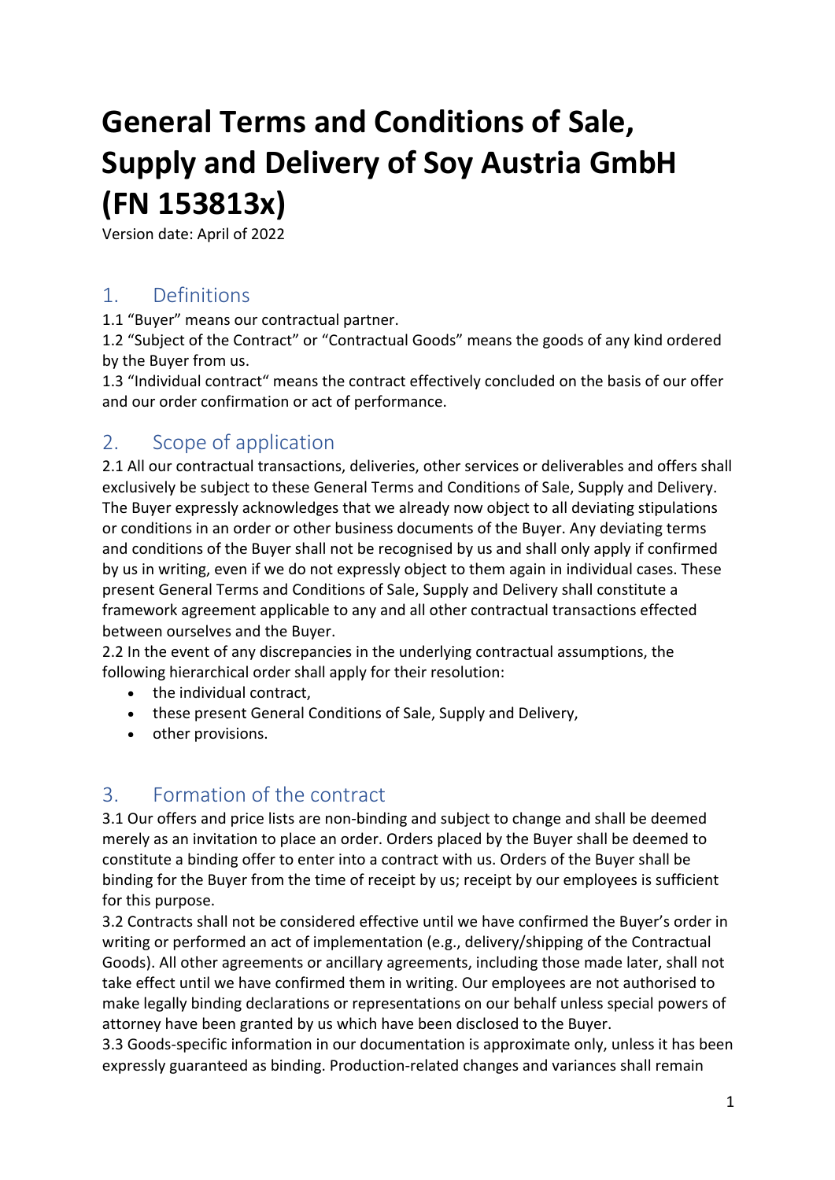# General Terms and Conditions of Sale, Supply and Delivery of Soy Austria GmbH (FN 153813x)

Version date: April of 2022

## 1. Definitions

1.1 "Buyer" means our contractual partner.
1.2 "Subject of the Contract" or "Contractual Goods" means the goods of any kind ordered by the Buyer from us.
1.3 "Individual contract" means the contract effectively concluded on the basis of our offer and our order confirmation or act of performance.

## 2. Scope of application

2.1 All our contractual transactions, deliveries, other services or deliverables and offers shall exclusively be subject to these General Terms and Conditions of Sale, Supply and Delivery. The Buyer expressly acknowledges that we already now object to all deviating stipulations or conditions in an order or other business documents of the Buyer. Any deviating terms and conditions of the Buyer shall not be recognised by us and shall only apply if confirmed by us in writing, even if we do not expressly object to them again in individual cases. These present General Terms and Conditions of Sale, Supply and Delivery shall constitute a framework agreement applicable to any and all other contractual transactions effected between ourselves and the Buyer.
2.2 In the event of any discrepancies in the underlying contractual assumptions, the following hierarchical order shall apply for their resolution:

- the individual contract,
- these present General Conditions of Sale, Supply and Delivery,
- other provisions.

## 3. Formation of the contract

3.1 Our offers and price lists are non-binding and subject to change and shall be deemed merely as an invitation to place an order. Orders placed by the Buyer shall be deemed to constitute a binding offer to enter into a contract with us. Orders of the Buyer shall be binding for the Buyer from the time of receipt by us; receipt by our employees is sufficient for this purpose.
3.2 Contracts shall not be considered effective until we have confirmed the Buyer's order in writing or performed an act of implementation (e.g., delivery/shipping of the Contractual Goods). All other agreements or ancillary agreements, including those made later, shall not take effect until we have confirmed them in writing. Our employees are not authorised to make legally binding declarations or representations on our behalf unless special powers of attorney have been granted by us which have been disclosed to the Buyer.
3.3 Goods-specific information in our documentation is approximate only, unless it has been expressly guaranteed as binding. Production-related changes and variances shall remain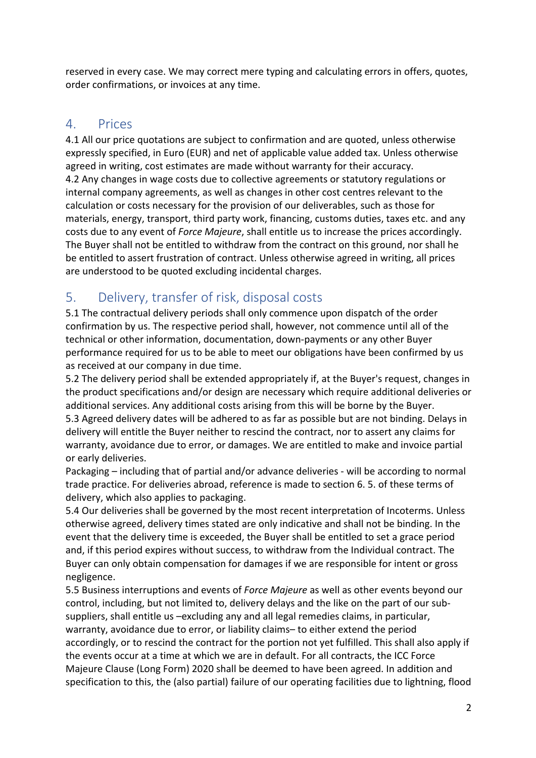reserved in every case. We may correct mere typing and calculating errors in offers, quotes, order confirmations, or invoices at any time.

## 4. Prices

4.1 All our price quotations are subject to confirmation and are quoted, unless otherwise expressly specified, in Euro (EUR) and net of applicable value added tax. Unless otherwise agreed in writing, cost estimates are made without warranty for their accuracy.
4.2 Any changes in wage costs due to collective agreements or statutory regulations or internal company agreements, as well as changes in other cost centres relevant to the calculation or costs necessary for the provision of our deliverables, such as those for materials, energy, transport, third party work, financing, customs duties, taxes etc. and any costs due to any event of *Force Majeure*, shall entitle us to increase the prices accordingly. The Buyer shall not be entitled to withdraw from the contract on this ground, nor shall he be entitled to assert frustration of contract. Unless otherwise agreed in writing, all prices are understood to be quoted excluding incidental charges.

## 5. Delivery, transfer of risk, disposal costs

5.1 The contractual delivery periods shall only commence upon dispatch of the order confirmation by us. The respective period shall, however, not commence until all of the technical or other information, documentation, down-payments or any other Buyer performance required for us to be able to meet our obligations have been confirmed by us as received at our company in due time.
5.2 The delivery period shall be extended appropriately if, at the Buyer's request, changes in the product specifications and/or design are necessary which require additional deliveries or additional services. Any additional costs arising from this will be borne by the Buyer.
5.3 Agreed delivery dates will be adhered to as far as possible but are not binding. Delays in delivery will entitle the Buyer neither to rescind the contract, nor to assert any claims for warranty, avoidance due to error, or damages. We are entitled to make and invoice partial or early deliveries.
Packaging – including that of partial and/or advance deliveries - will be according to normal trade practice. For deliveries abroad, reference is made to section 6. 5. of these terms of delivery, which also applies to packaging.
5.4 Our deliveries shall be governed by the most recent interpretation of Incoterms. Unless otherwise agreed, delivery times stated are only indicative and shall not be binding. In the event that the delivery time is exceeded, the Buyer shall be entitled to set a grace period and, if this period expires without success, to withdraw from the Individual contract. The Buyer can only obtain compensation for damages if we are responsible for intent or gross negligence.
5.5 Business interruptions and events of *Force Majeure* as well as other events beyond our control, including, but not limited to, delivery delays and the like on the part of our sub-suppliers, shall entitle us –excluding any and all legal remedies claims, in particular, warranty, avoidance due to error, or liability claims– to either extend the period accordingly, or to rescind the contract for the portion not yet fulfilled. This shall also apply if the events occur at a time at which we are in default. For all contracts, the ICC Force Majeure Clause (Long Form) 2020 shall be deemed to have been agreed. In addition and specification to this, the (also partial) failure of our operating facilities due to lightning, flood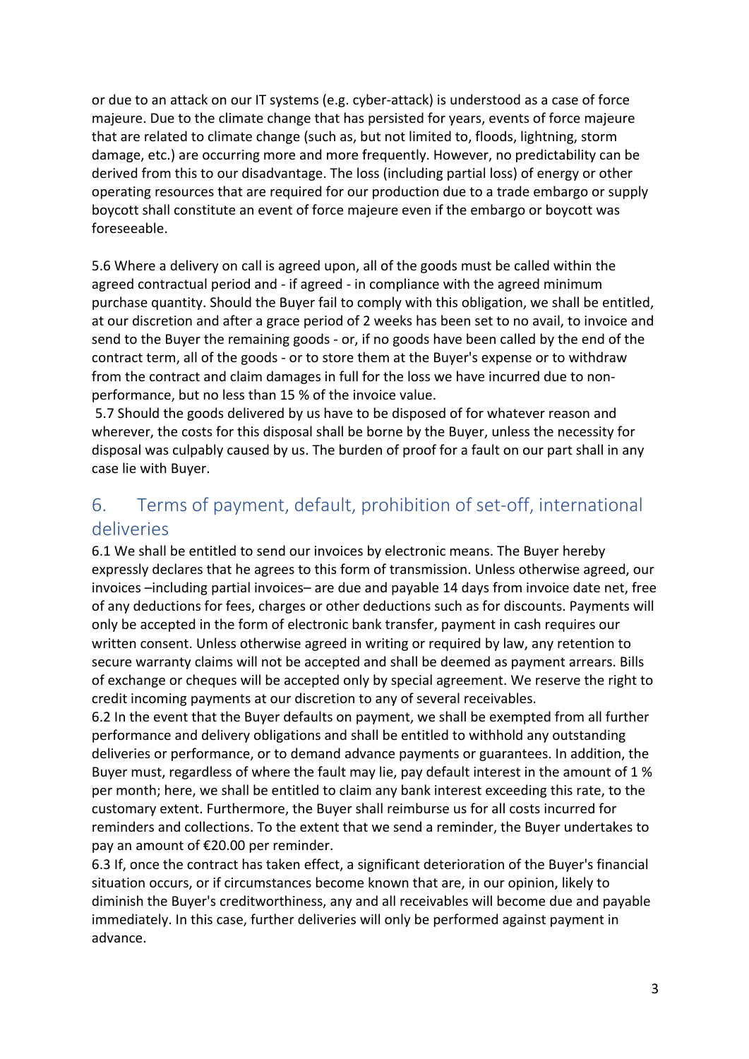or due to an attack on our IT systems (e.g. cyber-attack) is understood as a case of force majeure. Due to the climate change that has persisted for years, events of force majeure that are related to climate change (such as, but not limited to, floods, lightning, storm damage, etc.) are occurring more and more frequently. However, no predictability can be derived from this to our disadvantage. The loss (including partial loss) of energy or other operating resources that are required for our production due to a trade embargo or supply boycott shall constitute an event of force majeure even if the embargo or boycott was foreseeable.

5.6 Where a delivery on call is agreed upon, all of the goods must be called within the agreed contractual period and - if agreed - in compliance with the agreed minimum purchase quantity. Should the Buyer fail to comply with this obligation, we shall be entitled, at our discretion and after a grace period of 2 weeks has been set to no avail, to invoice and send to the Buyer the remaining goods - or, if no goods have been called by the end of the contract term, all of the goods - or to store them at the Buyer's expense or to withdraw from the contract and claim damages in full for the loss we have incurred due to non-performance, but no less than 15 % of the invoice value.

5.7 Should the goods delivered by us have to be disposed of for whatever reason and wherever, the costs for this disposal shall be borne by the Buyer, unless the necessity for disposal was culpably caused by us. The burden of proof for a fault on our part shall in any case lie with Buyer.

## 6. Terms of payment, default, prohibition of set-off, international deliveries

6.1 We shall be entitled to send our invoices by electronic means. The Buyer hereby expressly declares that he agrees to this form of transmission. Unless otherwise agreed, our invoices –including partial invoices– are due and payable 14 days from invoice date net, free of any deductions for fees, charges or other deductions such as for discounts. Payments will only be accepted in the form of electronic bank transfer, payment in cash requires our written consent. Unless otherwise agreed in writing or required by law, any retention to secure warranty claims will not be accepted and shall be deemed as payment arrears. Bills of exchange or cheques will be accepted only by special agreement. We reserve the right to credit incoming payments at our discretion to any of several receivables.

6.2 In the event that the Buyer defaults on payment, we shall be exempted from all further performance and delivery obligations and shall be entitled to withhold any outstanding deliveries or performance, or to demand advance payments or guarantees. In addition, the Buyer must, regardless of where the fault may lie, pay default interest in the amount of 1 % per month; here, we shall be entitled to claim any bank interest exceeding this rate, to the customary extent. Furthermore, the Buyer shall reimburse us for all costs incurred for reminders and collections. To the extent that we send a reminder, the Buyer undertakes to pay an amount of €20.00 per reminder.

6.3 If, once the contract has taken effect, a significant deterioration of the Buyer's financial situation occurs, or if circumstances become known that are, in our opinion, likely to diminish the Buyer's creditworthiness, any and all receivables will become due and payable immediately. In this case, further deliveries will only be performed against payment in advance.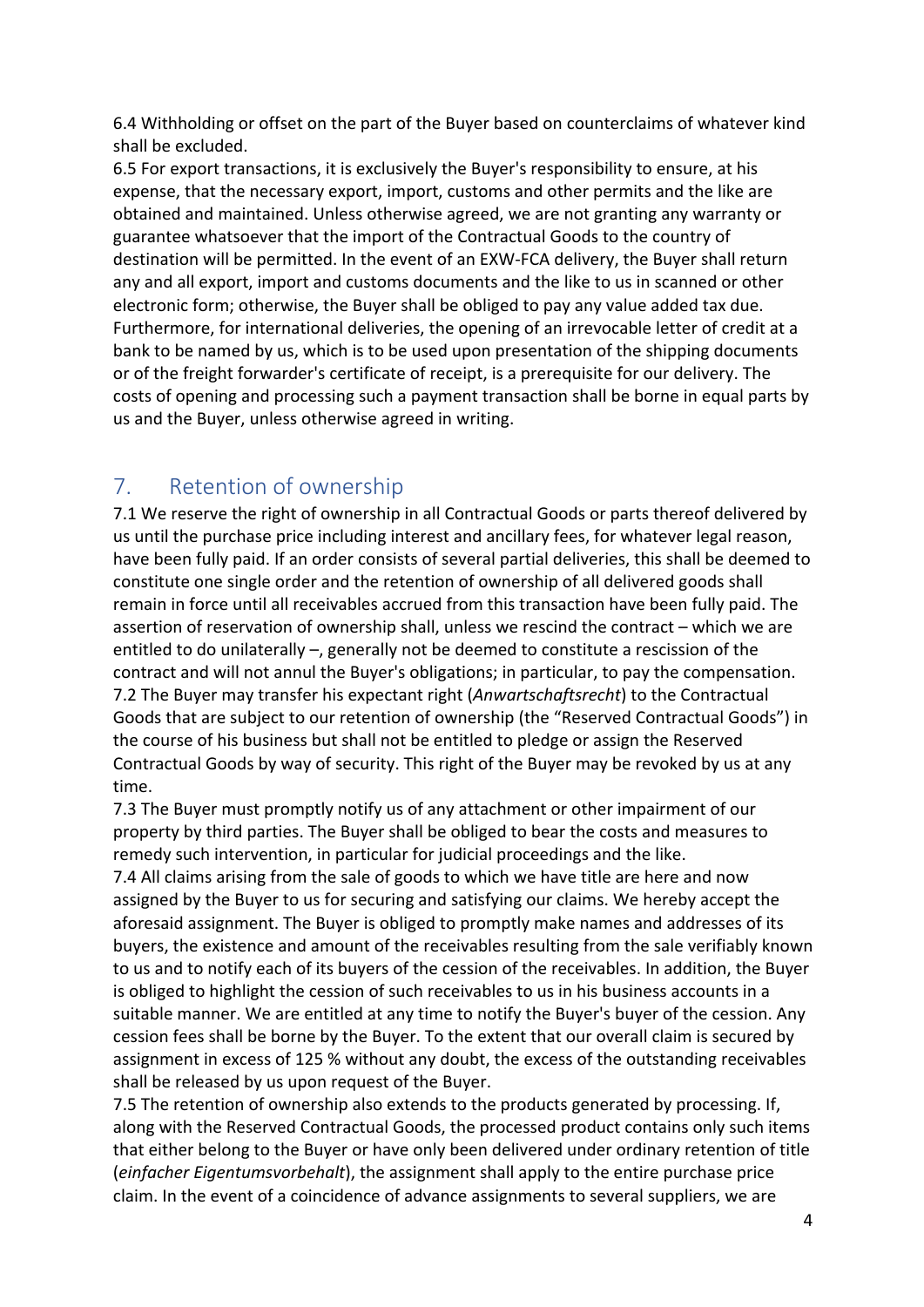6.4 Withholding or offset on the part of the Buyer based on counterclaims of whatever kind shall be excluded.

6.5 For export transactions, it is exclusively the Buyer's responsibility to ensure, at his expense, that the necessary export, import, customs and other permits and the like are obtained and maintained. Unless otherwise agreed, we are not granting any warranty or guarantee whatsoever that the import of the Contractual Goods to the country of destination will be permitted. In the event of an EXW-FCA delivery, the Buyer shall return any and all export, import and customs documents and the like to us in scanned or other electronic form; otherwise, the Buyer shall be obliged to pay any value added tax due. Furthermore, for international deliveries, the opening of an irrevocable letter of credit at a bank to be named by us, which is to be used upon presentation of the shipping documents or of the freight forwarder's certificate of receipt, is a prerequisite for our delivery. The costs of opening and processing such a payment transaction shall be borne in equal parts by us and the Buyer, unless otherwise agreed in writing.

## 7. Retention of ownership

7.1 We reserve the right of ownership in all Contractual Goods or parts thereof delivered by us until the purchase price including interest and ancillary fees, for whatever legal reason, have been fully paid. If an order consists of several partial deliveries, this shall be deemed to constitute one single order and the retention of ownership of all delivered goods shall remain in force until all receivables accrued from this transaction have been fully paid. The assertion of reservation of ownership shall, unless we rescind the contract – which we are entitled to do unilaterally –, generally not be deemed to constitute a rescission of the contract and will not annul the Buyer's obligations; in particular, to pay the compensation.

7.2 The Buyer may transfer his expectant right (*Anwartschaftsrecht*) to the Contractual Goods that are subject to our retention of ownership (the "Reserved Contractual Goods") in the course of his business but shall not be entitled to pledge or assign the Reserved Contractual Goods by way of security. This right of the Buyer may be revoked by us at any time.

7.3 The Buyer must promptly notify us of any attachment or other impairment of our property by third parties. The Buyer shall be obliged to bear the costs and measures to remedy such intervention, in particular for judicial proceedings and the like.

7.4 All claims arising from the sale of goods to which we have title are here and now assigned by the Buyer to us for securing and satisfying our claims. We hereby accept the aforesaid assignment. The Buyer is obliged to promptly make names and addresses of its buyers, the existence and amount of the receivables resulting from the sale verifiably known to us and to notify each of its buyers of the cession of the receivables. In addition, the Buyer is obliged to highlight the cession of such receivables to us in his business accounts in a suitable manner. We are entitled at any time to notify the Buyer's buyer of the cession. Any cession fees shall be borne by the Buyer. To the extent that our overall claim is secured by assignment in excess of 125 % without any doubt, the excess of the outstanding receivables shall be released by us upon request of the Buyer.

7.5 The retention of ownership also extends to the products generated by processing. If, along with the Reserved Contractual Goods, the processed product contains only such items that either belong to the Buyer or have only been delivered under ordinary retention of title (*einfacher Eigentumsvorbehalt*), the assignment shall apply to the entire purchase price claim. In the event of a coincidence of advance assignments to several suppliers, we are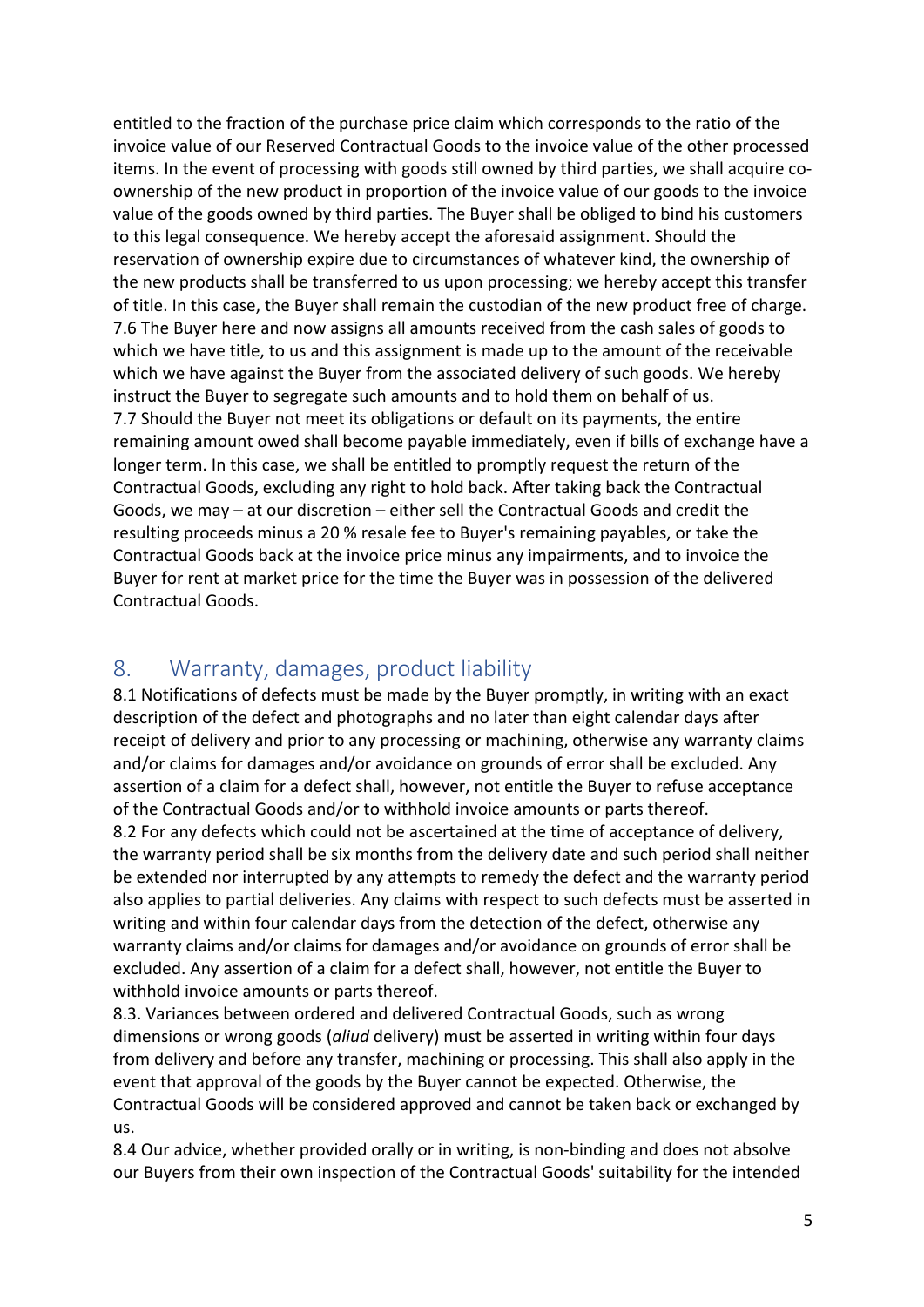entitled to the fraction of the purchase price claim which corresponds to the ratio of the invoice value of our Reserved Contractual Goods to the invoice value of the other processed items. In the event of processing with goods still owned by third parties, we shall acquire co-ownership of the new product in proportion of the invoice value of our goods to the invoice value of the goods owned by third parties. The Buyer shall be obliged to bind his customers to this legal consequence. We hereby accept the aforesaid assignment. Should the reservation of ownership expire due to circumstances of whatever kind, the ownership of the new products shall be transferred to us upon processing; we hereby accept this transfer of title. In this case, the Buyer shall remain the custodian of the new product free of charge.

7.6 The Buyer here and now assigns all amounts received from the cash sales of goods to which we have title, to us and this assignment is made up to the amount of the receivable which we have against the Buyer from the associated delivery of such goods. We hereby instruct the Buyer to segregate such amounts and to hold them on behalf of us.

7.7 Should the Buyer not meet its obligations or default on its payments, the entire remaining amount owed shall become payable immediately, even if bills of exchange have a longer term. In this case, we shall be entitled to promptly request the return of the Contractual Goods, excluding any right to hold back. After taking back the Contractual Goods, we may – at our discretion – either sell the Contractual Goods and credit the resulting proceeds minus a 20 % resale fee to Buyer's remaining payables, or take the Contractual Goods back at the invoice price minus any impairments, and to invoice the Buyer for rent at market price for the time the Buyer was in possession of the delivered Contractual Goods.

## 8. Warranty, damages, product liability

8.1 Notifications of defects must be made by the Buyer promptly, in writing with an exact description of the defect and photographs and no later than eight calendar days after receipt of delivery and prior to any processing or machining, otherwise any warranty claims and/or claims for damages and/or avoidance on grounds of error shall be excluded. Any assertion of a claim for a defect shall, however, not entitle the Buyer to refuse acceptance of the Contractual Goods and/or to withhold invoice amounts or parts thereof.

8.2 For any defects which could not be ascertained at the time of acceptance of delivery, the warranty period shall be six months from the delivery date and such period shall neither be extended nor interrupted by any attempts to remedy the defect and the warranty period also applies to partial deliveries. Any claims with respect to such defects must be asserted in writing and within four calendar days from the detection of the defect, otherwise any warranty claims and/or claims for damages and/or avoidance on grounds of error shall be excluded. Any assertion of a claim for a defect shall, however, not entitle the Buyer to withhold invoice amounts or parts thereof.

8.3. Variances between ordered and delivered Contractual Goods, such as wrong dimensions or wrong goods (*aliud* delivery) must be asserted in writing within four days from delivery and before any transfer, machining or processing. This shall also apply in the event that approval of the goods by the Buyer cannot be expected. Otherwise, the Contractual Goods will be considered approved and cannot be taken back or exchanged by us.

8.4 Our advice, whether provided orally or in writing, is non-binding and does not absolve our Buyers from their own inspection of the Contractual Goods' suitability for the intended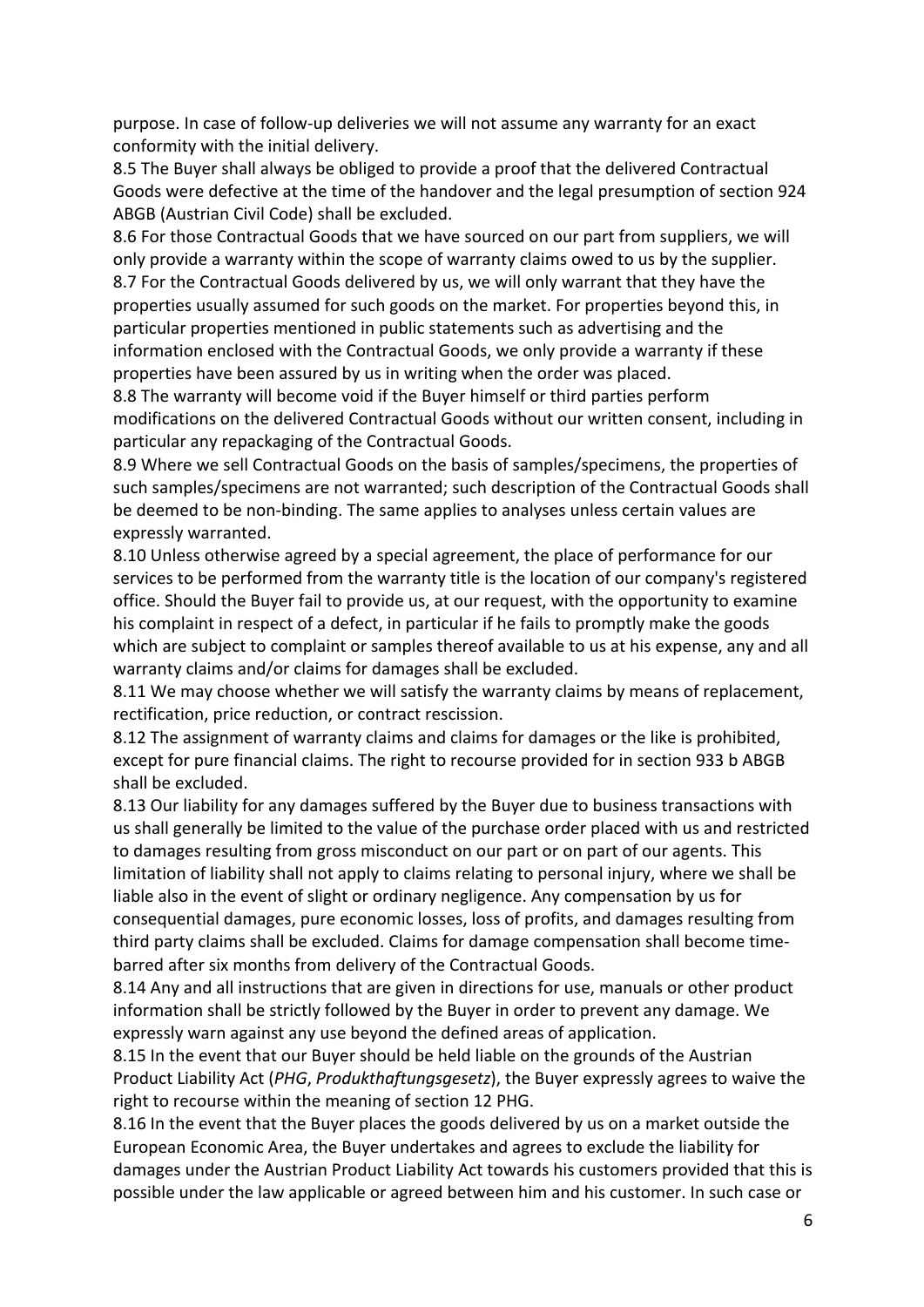purpose. In case of follow-up deliveries we will not assume any warranty for an exact conformity with the initial delivery.

8.5 The Buyer shall always be obliged to provide a proof that the delivered Contractual Goods were defective at the time of the handover and the legal presumption of section 924 ABGB (Austrian Civil Code) shall be excluded.

8.6 For those Contractual Goods that we have sourced on our part from suppliers, we will only provide a warranty within the scope of warranty claims owed to us by the supplier.

8.7 For the Contractual Goods delivered by us, we will only warrant that they have the properties usually assumed for such goods on the market. For properties beyond this, in particular properties mentioned in public statements such as advertising and the information enclosed with the Contractual Goods, we only provide a warranty if these properties have been assured by us in writing when the order was placed.

8.8 The warranty will become void if the Buyer himself or third parties perform modifications on the delivered Contractual Goods without our written consent, including in particular any repackaging of the Contractual Goods.

8.9 Where we sell Contractual Goods on the basis of samples/specimens, the properties of such samples/specimens are not warranted; such description of the Contractual Goods shall be deemed to be non-binding. The same applies to analyses unless certain values are expressly warranted.

8.10 Unless otherwise agreed by a special agreement, the place of performance for our services to be performed from the warranty title is the location of our company's registered office. Should the Buyer fail to provide us, at our request, with the opportunity to examine his complaint in respect of a defect, in particular if he fails to promptly make the goods which are subject to complaint or samples thereof available to us at his expense, any and all warranty claims and/or claims for damages shall be excluded.

8.11 We may choose whether we will satisfy the warranty claims by means of replacement, rectification, price reduction, or contract rescission.

8.12 The assignment of warranty claims and claims for damages or the like is prohibited, except for pure financial claims. The right to recourse provided for in section 933 b ABGB shall be excluded.

8.13 Our liability for any damages suffered by the Buyer due to business transactions with us shall generally be limited to the value of the purchase order placed with us and restricted to damages resulting from gross misconduct on our part or on part of our agents. This limitation of liability shall not apply to claims relating to personal injury, where we shall be liable also in the event of slight or ordinary negligence. Any compensation by us for consequential damages, pure economic losses, loss of profits, and damages resulting from third party claims shall be excluded. Claims for damage compensation shall become time-barred after six months from delivery of the Contractual Goods.

8.14 Any and all instructions that are given in directions for use, manuals or other product information shall be strictly followed by the Buyer in order to prevent any damage. We expressly warn against any use beyond the defined areas of application.

8.15 In the event that our Buyer should be held liable on the grounds of the Austrian Product Liability Act (*PHG*, *Produkthaftungsgesetz*), the Buyer expressly agrees to waive the right to recourse within the meaning of section 12 PHG.

8.16 In the event that the Buyer places the goods delivered by us on a market outside the European Economic Area, the Buyer undertakes and agrees to exclude the liability for damages under the Austrian Product Liability Act towards his customers provided that this is possible under the law applicable or agreed between him and his customer. In such case or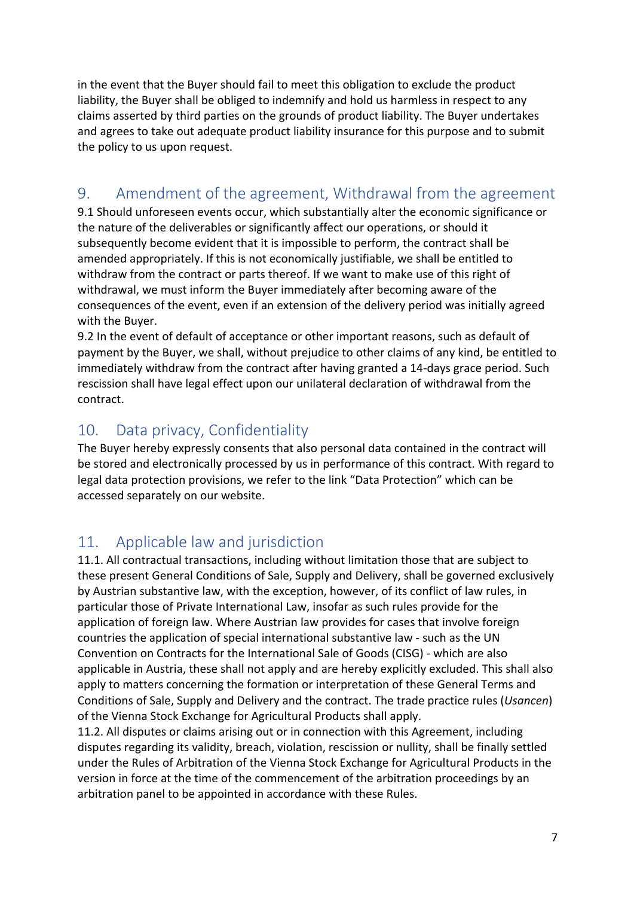in the event that the Buyer should fail to meet this obligation to exclude the product liability, the Buyer shall be obliged to indemnify and hold us harmless in respect to any claims asserted by third parties on the grounds of product liability. The Buyer undertakes and agrees to take out adequate product liability insurance for this purpose and to submit the policy to us upon request.

## 9. Amendment of the agreement, Withdrawal from the agreement

9.1 Should unforeseen events occur, which substantially alter the economic significance or the nature of the deliverables or significantly affect our operations, or should it subsequently become evident that it is impossible to perform, the contract shall be amended appropriately. If this is not economically justifiable, we shall be entitled to withdraw from the contract or parts thereof. If we want to make use of this right of withdrawal, we must inform the Buyer immediately after becoming aware of the consequences of the event, even if an extension of the delivery period was initially agreed with the Buyer.

9.2 In the event of default of acceptance or other important reasons, such as default of payment by the Buyer, we shall, without prejudice to other claims of any kind, be entitled to immediately withdraw from the contract after having granted a 14-days grace period. Such rescission shall have legal effect upon our unilateral declaration of withdrawal from the contract.

## 10. Data privacy, Confidentiality

The Buyer hereby expressly consents that also personal data contained in the contract will be stored and electronically processed by us in performance of this contract. With regard to legal data protection provisions, we refer to the link "Data Protection" which can be accessed separately on our website.

## 11. Applicable law and jurisdiction

11.1. All contractual transactions, including without limitation those that are subject to these present General Conditions of Sale, Supply and Delivery, shall be governed exclusively by Austrian substantive law, with the exception, however, of its conflict of law rules, in particular those of Private International Law, insofar as such rules provide for the application of foreign law. Where Austrian law provides for cases that involve foreign countries the application of special international substantive law - such as the UN Convention on Contracts for the International Sale of Goods (CISG) - which are also applicable in Austria, these shall not apply and are hereby explicitly excluded. This shall also apply to matters concerning the formation or interpretation of these General Terms and Conditions of Sale, Supply and Delivery and the contract. The trade practice rules (*Usancen*) of the Vienna Stock Exchange for Agricultural Products shall apply.

11.2. All disputes or claims arising out or in connection with this Agreement, including disputes regarding its validity, breach, violation, rescission or nullity, shall be finally settled under the Rules of Arbitration of the Vienna Stock Exchange for Agricultural Products in the version in force at the time of the commencement of the arbitration proceedings by an arbitration panel to be appointed in accordance with these Rules.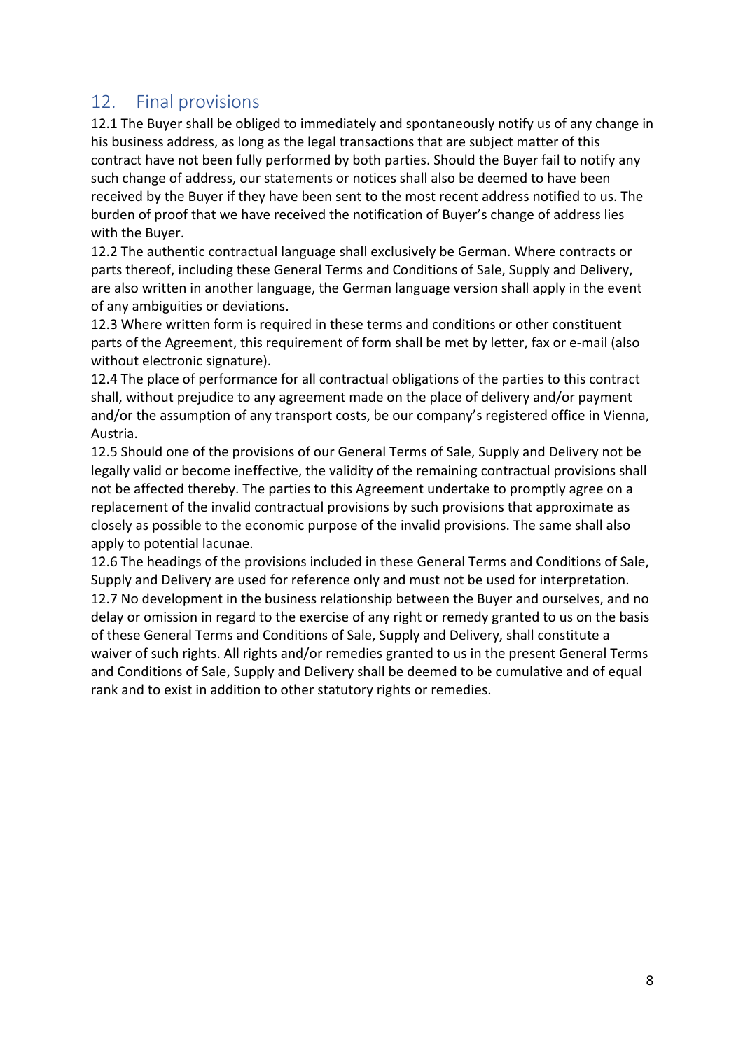## 12. Final provisions

12.1 The Buyer shall be obliged to immediately and spontaneously notify us of any change in his business address, as long as the legal transactions that are subject matter of this contract have not been fully performed by both parties. Should the Buyer fail to notify any such change of address, our statements or notices shall also be deemed to have been received by the Buyer if they have been sent to the most recent address notified to us. The burden of proof that we have received the notification of Buyer's change of address lies with the Buyer.

12.2 The authentic contractual language shall exclusively be German. Where contracts or parts thereof, including these General Terms and Conditions of Sale, Supply and Delivery, are also written in another language, the German language version shall apply in the event of any ambiguities or deviations.

12.3 Where written form is required in these terms and conditions or other constituent parts of the Agreement, this requirement of form shall be met by letter, fax or e-mail (also without electronic signature).

12.4 The place of performance for all contractual obligations of the parties to this contract shall, without prejudice to any agreement made on the place of delivery and/or payment and/or the assumption of any transport costs, be our company's registered office in Vienna, Austria.

12.5 Should one of the provisions of our General Terms of Sale, Supply and Delivery not be legally valid or become ineffective, the validity of the remaining contractual provisions shall not be affected thereby. The parties to this Agreement undertake to promptly agree on a replacement of the invalid contractual provisions by such provisions that approximate as closely as possible to the economic purpose of the invalid provisions. The same shall also apply to potential lacunae.

12.6 The headings of the provisions included in these General Terms and Conditions of Sale, Supply and Delivery are used for reference only and must not be used for interpretation.

12.7 No development in the business relationship between the Buyer and ourselves, and no delay or omission in regard to the exercise of any right or remedy granted to us on the basis of these General Terms and Conditions of Sale, Supply and Delivery, shall constitute a waiver of such rights. All rights and/or remedies granted to us in the present General Terms and Conditions of Sale, Supply and Delivery shall be deemed to be cumulative and of equal rank and to exist in addition to other statutory rights or remedies.